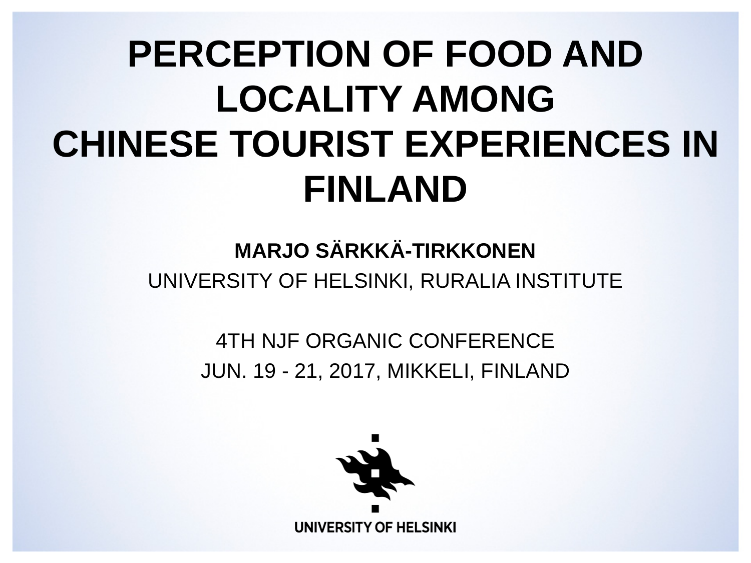# PERCEPTION OF FOOD AND LOCALITY AMONG CHINESE TOURIST EXPERIENCES IN FINLAND

**MARJO SÄRKKÄ-TIRKKONEN**

UNIVERSITY OF HELSINKI, RURALIA INSTITUTE

4TH NJF ORGANIC CONFERENCE

JUN. 19 - 21, 2017, MIKKELI, FINLAND

UNIVERSITY OF HELSINKI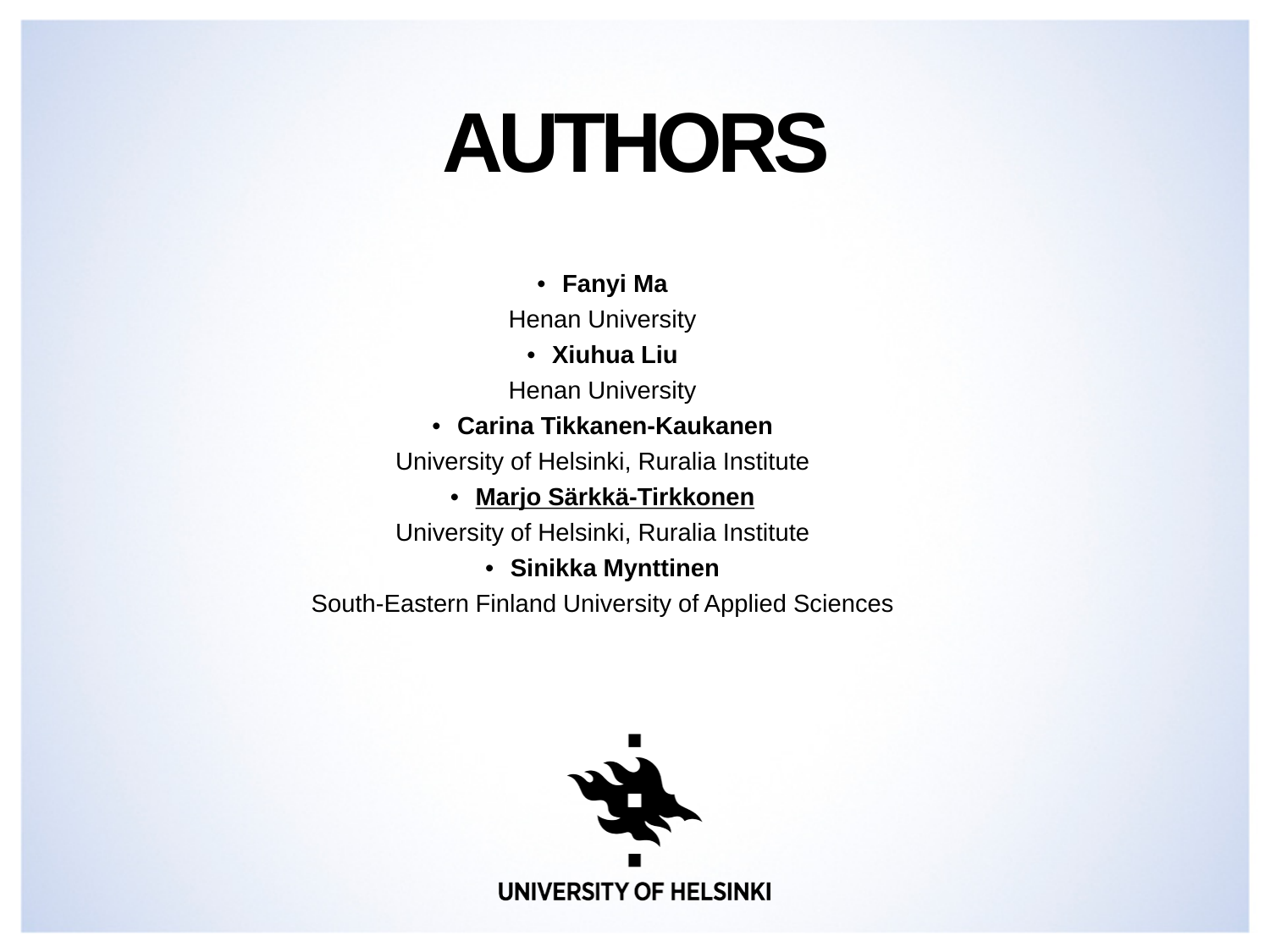# AUTHORS

- **Fanyi Ma**

Henan University

- **Xiuhua Liu**

Henan University

- **Carina Tikkanen-Kaukanen**

University of Helsinki, Ruralia Institute

- **Marjo Särkkä-Tirkkonen**

University of Helsinki, Ruralia Institute

- **Sinikka Mynttinen**

South-Eastern Finland University of Applied Sciences

UNIVERSITY OF HELSINKI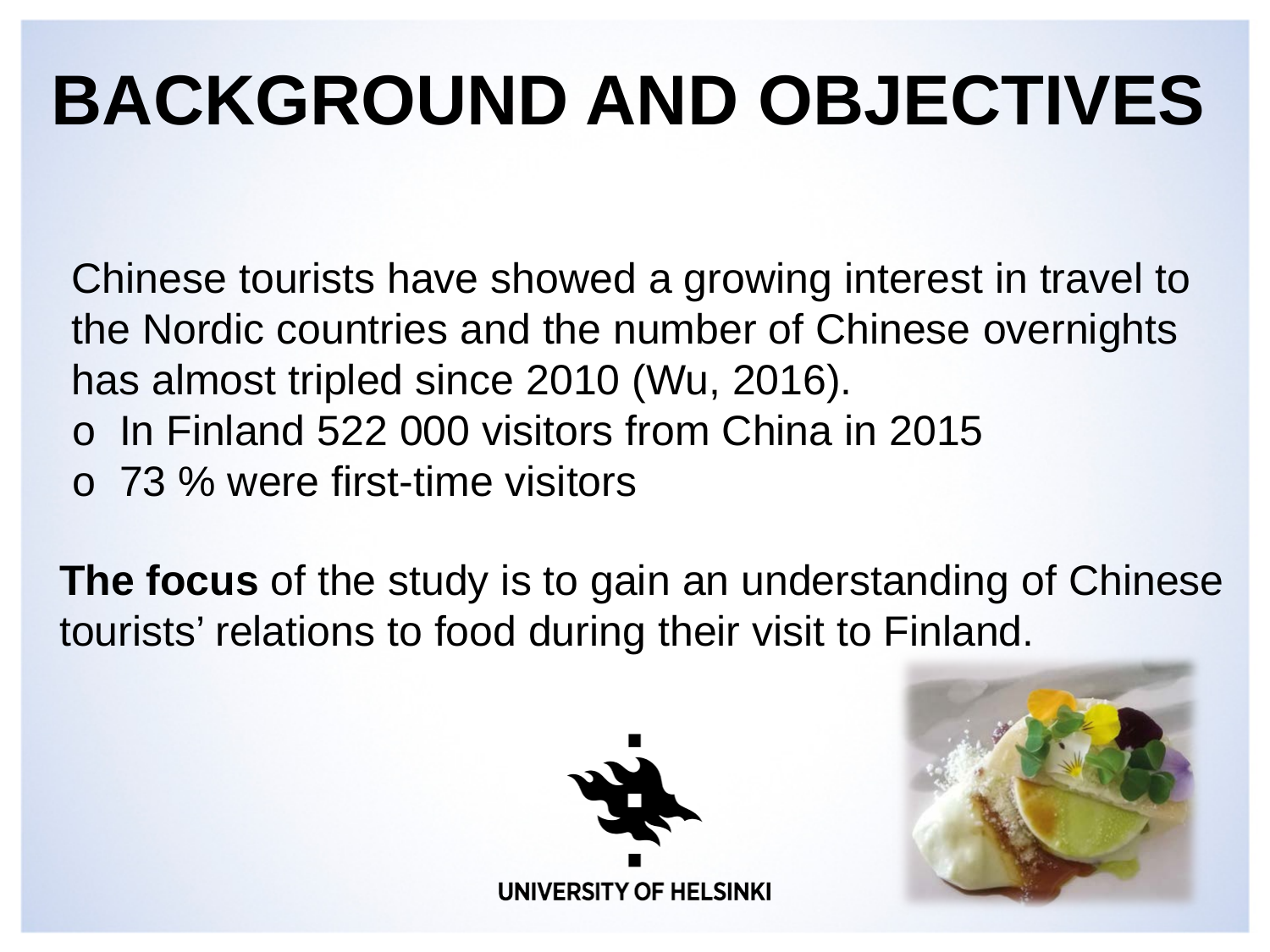# BACKGROUND AND OBJECTIVES

Chinese tourists have showed a growing interest in travel to the Nordic countries and the number of Chinese overnights has almost tripled since 2010 (Wu, 2016).

- In Finland 522 000 visitors from China in 2015
- 73 % were first-time visitors

**The focus** of the study is to gain an understanding of Chinese tourists' relations to food during their visit to Finland.

UNIVERSITY OF HELSINKI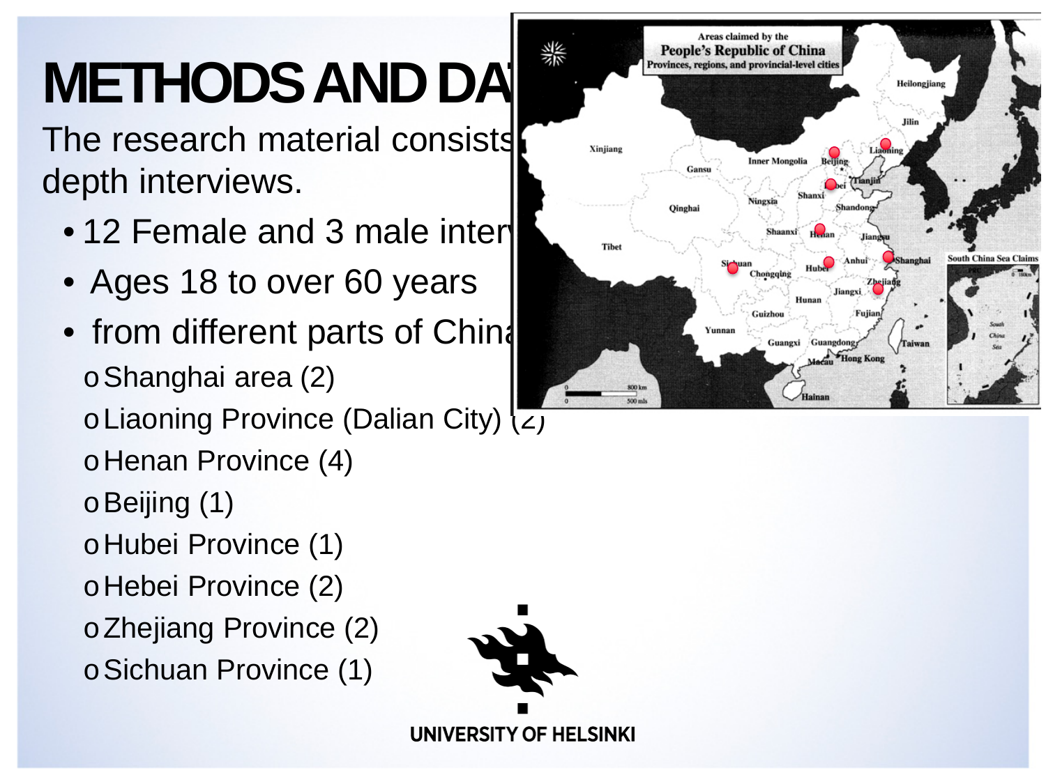# METHODS AND DA

The research material consists depth interviews.

- 12 Female and 3 male inter
- Ages 18 to over 60 years
- from different parts of China
  - Shanghai area (2)
  - Liaoning Province (Dalian City) (2)
  - Henan Province (4)
  - Beijing (1)
  - Hubei Province (1)
  - Hebei Province (2)
  - Zhejiang Province (2)
  - Sichuan Province (1)

UNIVERSITY OF HELSINKI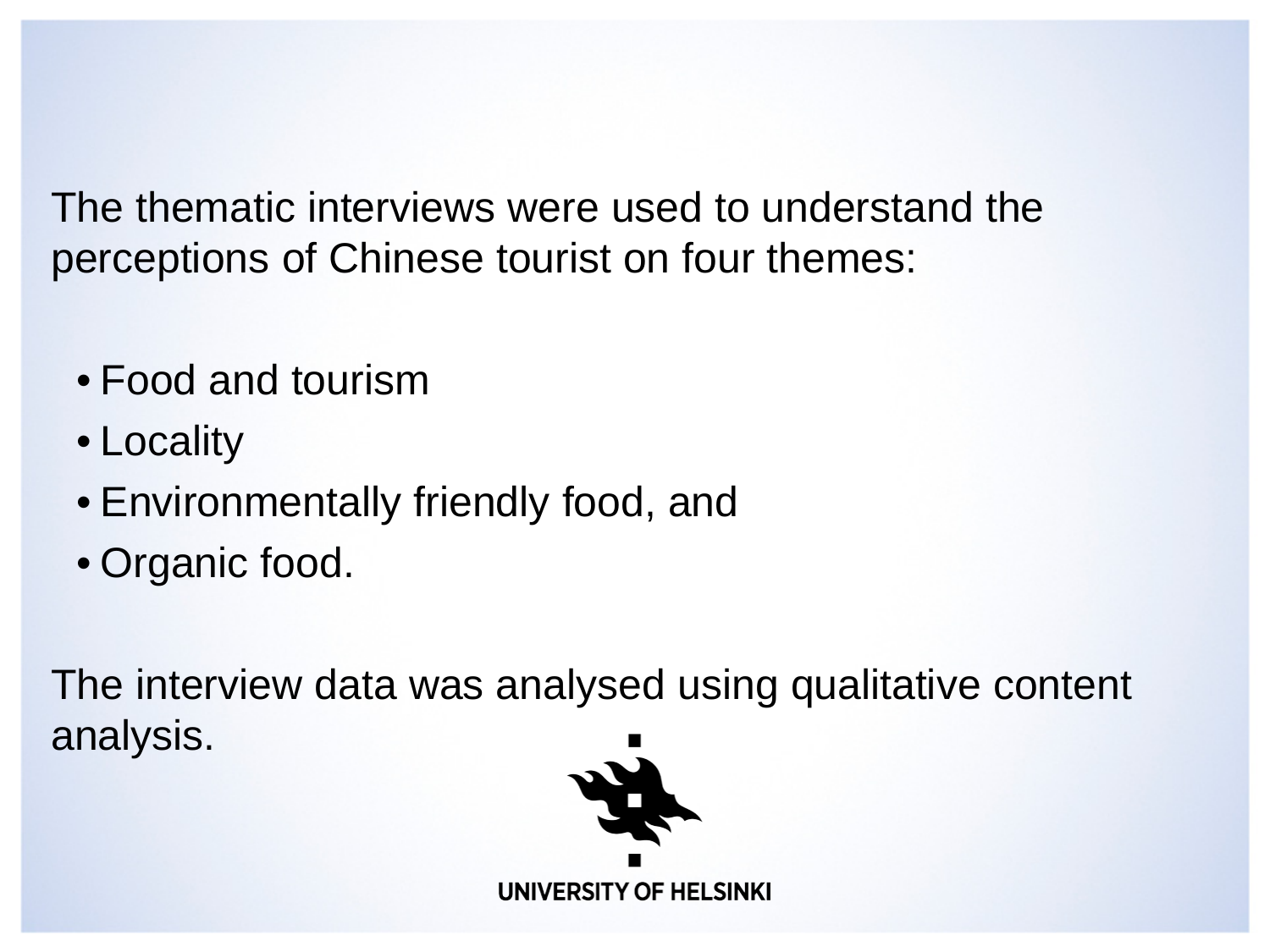The thematic interviews were used to understand the perceptions of Chinese tourist on four themes:

- Food and tourism
- Locality
- Environmentally friendly food, and
- Organic food.

The interview data was analysed using qualitative content analysis.

UNIVERSITY OF HELSINKI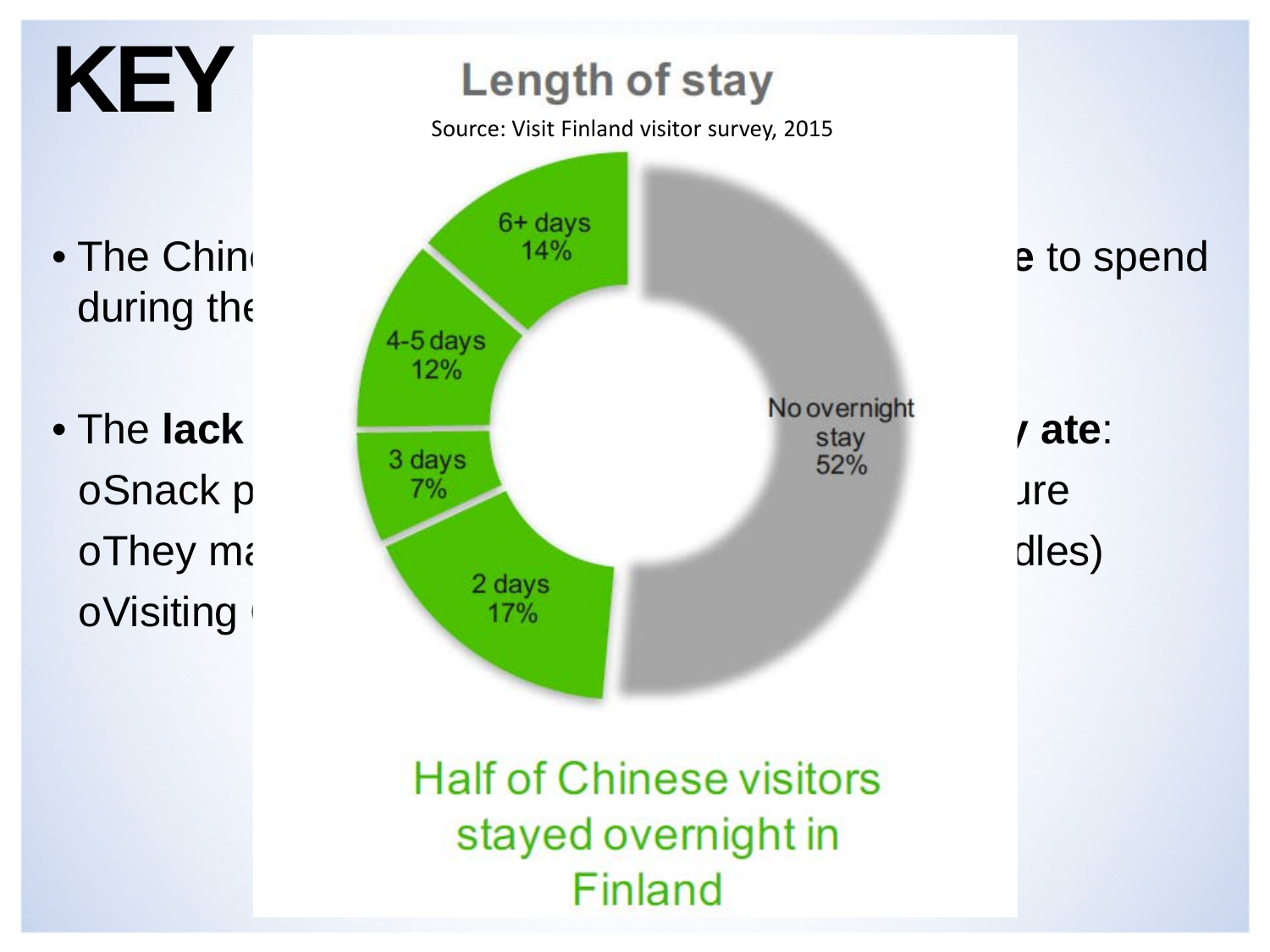# KEY

- The Chin... ...e to spend during the...
- The **lack** ... **ate**:
  - Snack p... ...ure
  - They ma... ...dles)
  - Visiting ...

## Length of stay

Source: Visit Finland visitor survey, 2015

| Length of stay | Share |
| --- | --- |
| No overnight stay | 52% |
| 2 days | 17% |
| 3 days | 7% |
| 4-5 days | 12% |
| 6+ days | 14% |

Half of Chinese visitors stayed overnight in Finland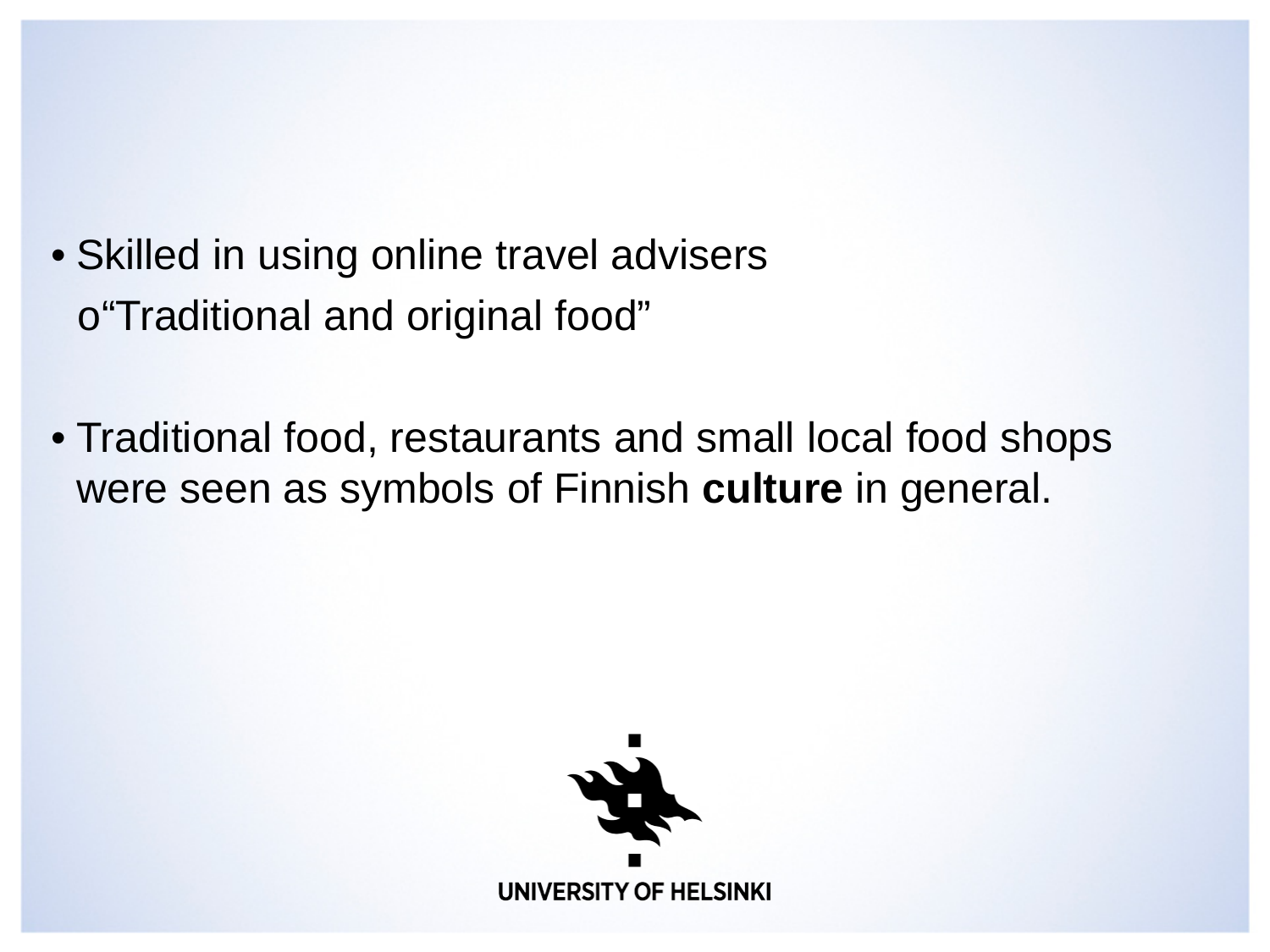- Skilled in using online travel advisers
  - “Traditional and original food”

- Traditional food, restaurants and small local food shops were seen as symbols of Finnish **culture** in general.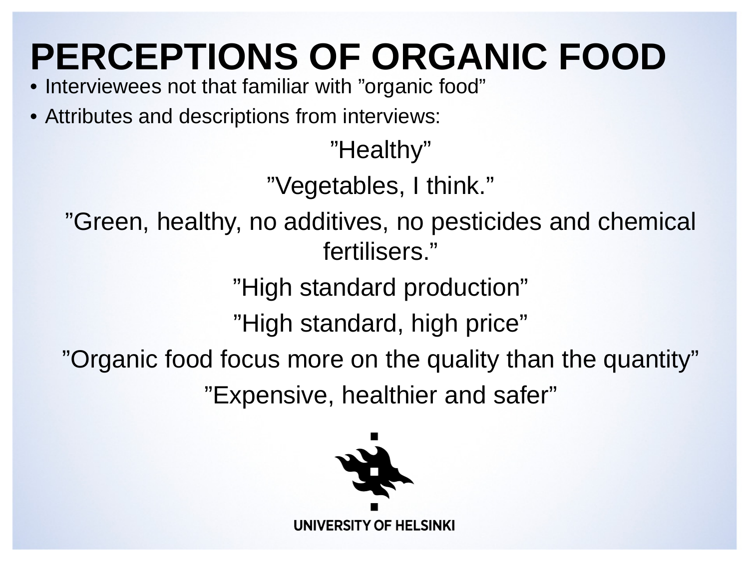# PERCEPTIONS OF ORGANIC FOOD

- Interviewees not that familiar with ”organic food”
- Attributes and descriptions from interviews:

”Healthy”

”Vegetables, I think.”

”Green, healthy, no additives, no pesticides and chemical fertilisers.”

”High standard production”

”High standard, high price”

”Organic food focus more on the quality than the quantity”

”Expensive, healthier and safer”

UNIVERSITY OF HELSINKI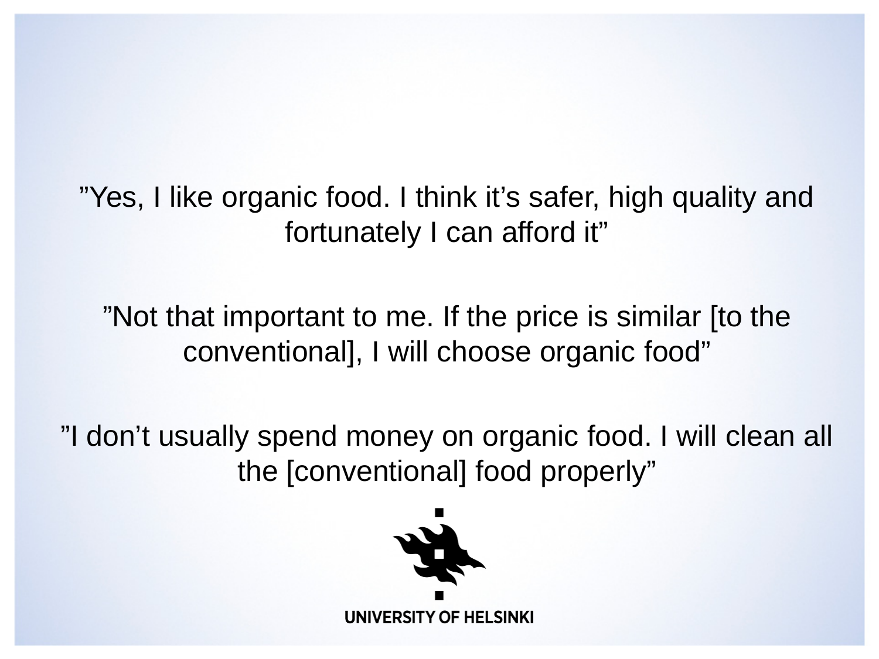”Yes, I like organic food. I think it’s safer, high quality and fortunately I can afford it”

”Not that important to me. If the price is similar [to the conventional], I will choose organic food”

”I don’t usually spend money on organic food. I will clean all the [conventional] food properly”

UNIVERSITY OF HELSINKI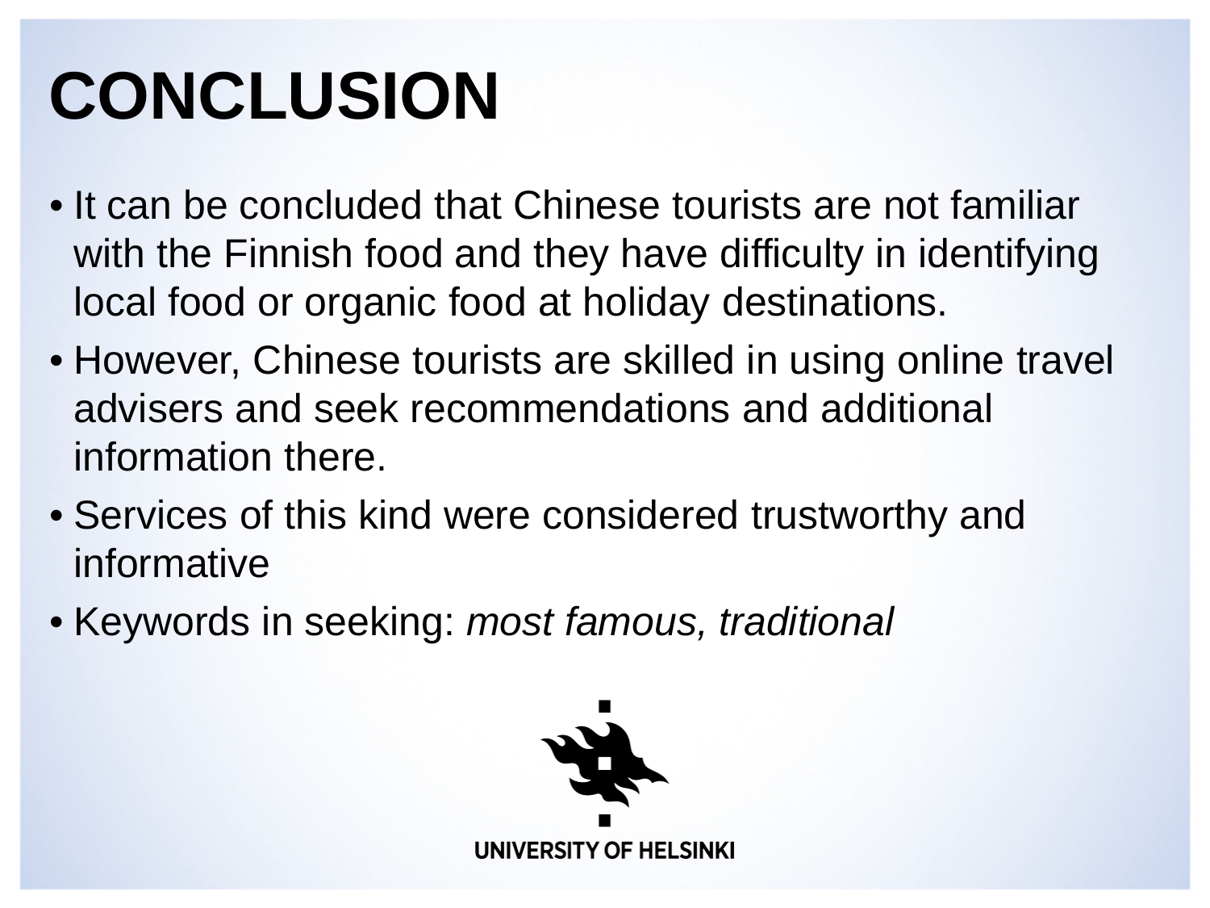# CONCLUSION

- It can be concluded that Chinese tourists are not familiar with the Finnish food and they have difficulty in identifying local food or organic food at holiday destinations.
- However, Chinese tourists are skilled in using online travel advisers and seek recommendations and additional information there.
- Services of this kind were considered trustworthy and informative
- Keywords in seeking: *most famous, traditional*

UNIVERSITY OF HELSINKI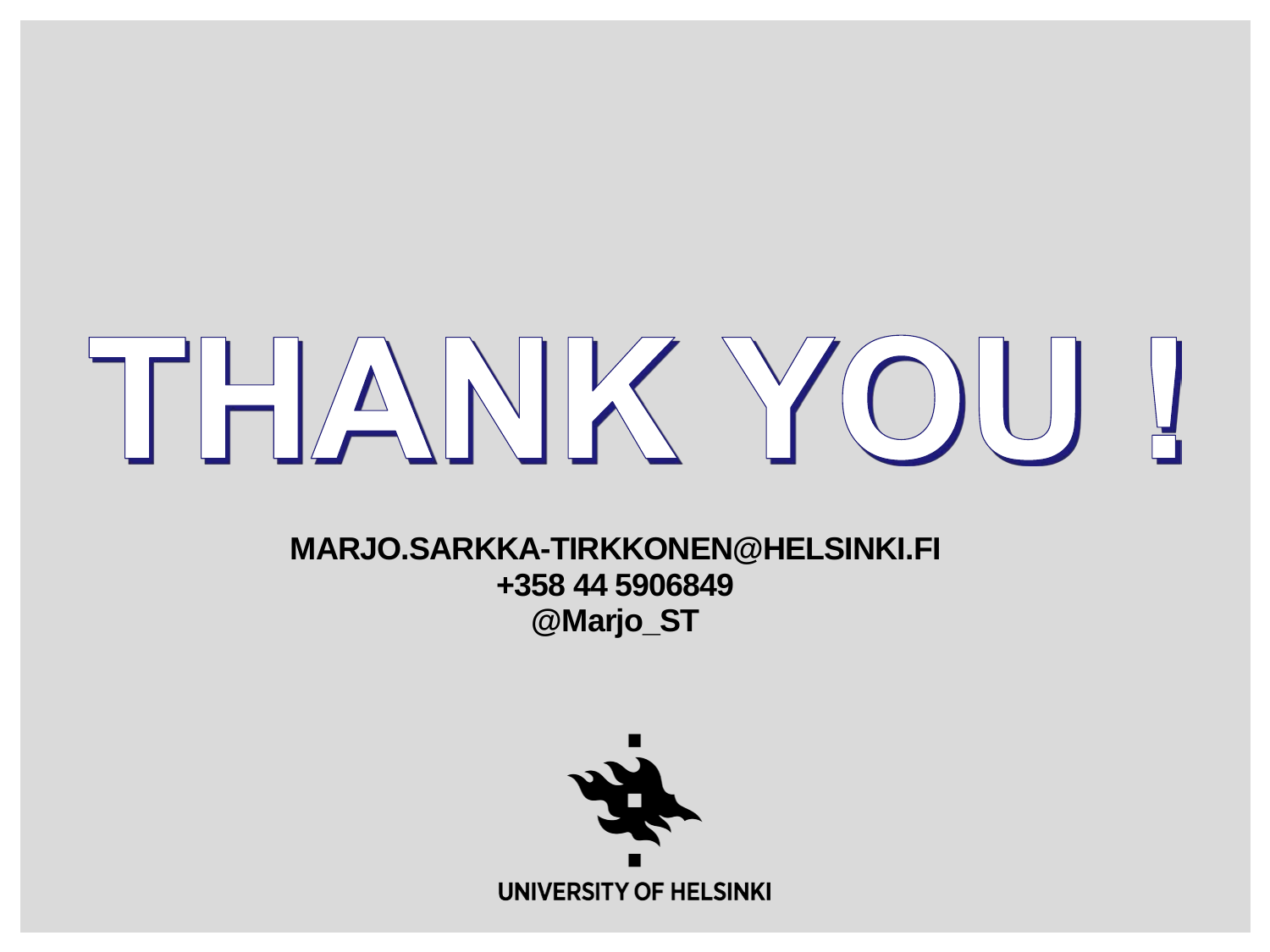# THANK YOU !

**MARJO.SARKKA-TIRKKONEN@HELSINKI.FI**
**+358 44 5906849**
**@Marjo_ST**

UNIVERSITY OF HELSINKI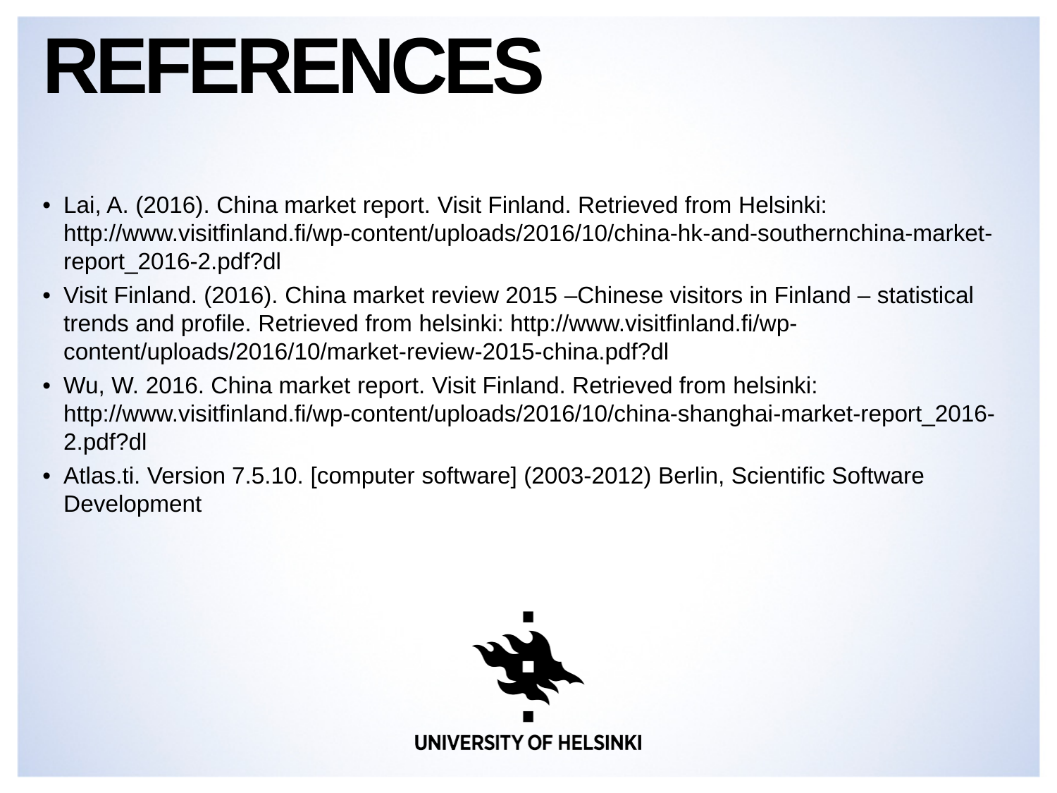# REFERENCES

- Lai, A. (2016). China market report. Visit Finland. Retrieved from Helsinki: http://www.visitfinland.fi/wp-content/uploads/2016/10/china-hk-and-southernchina-market-report_2016-2.pdf?dl
- Visit Finland. (2016). China market review 2015 –Chinese visitors in Finland – statistical trends and profile. Retrieved from helsinki: http://www.visitfinland.fi/wp-content/uploads/2016/10/market-review-2015-china.pdf?dl
- Wu, W. 2016. China market report. Visit Finland. Retrieved from helsinki: http://www.visitfinland.fi/wp-content/uploads/2016/10/china-shanghai-market-report_2016-2.pdf?dl
- Atlas.ti. Version 7.5.10. [computer software] (2003-2012) Berlin, Scientific Software Development

UNIVERSITY OF HELSINKI